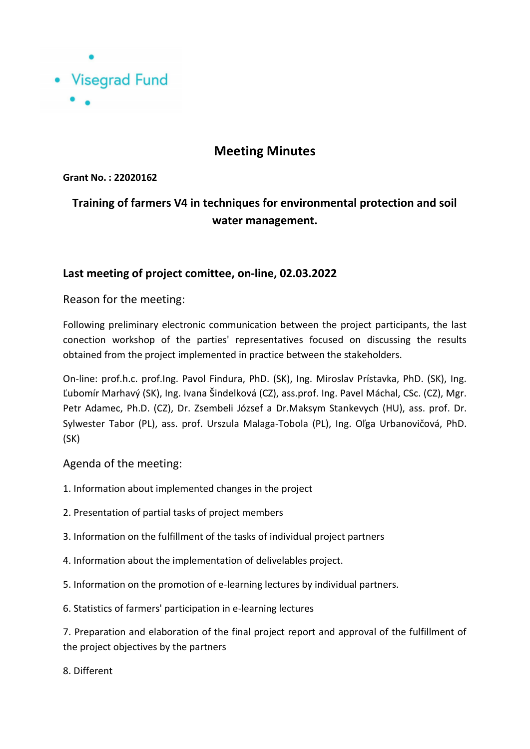Visegrad Fund

# Meeting Minutes

**Grant No. : 22020162**

## Training of farmers V4 in techniques for environmental protection and soil water management.

### Last meeting of project comittee, on-line, 02.03.2022

Reason for the meeting:

Following preliminary electronic communication between the project participants, the last conection workshop of the parties' representatives focused on discussing the results obtained from the project implemented in practice between the stakeholders.

On-line: prof.h.c. prof.Ing. Pavol Findura, PhD. (SK), Ing. Miroslav Prístavka, PhD. (SK), Ing. Ľubomír Marhavý (SK), Ing. Ivana Šindelková (CZ), ass.prof. Ing. Pavel Máchal, CSc. (CZ), Mgr. Petr Adamec, Ph.D. (CZ), Dr. Zsembeli József a Dr.Maksym Stankevych (HU), ass. prof. Dr. Sylwester Tabor (PL), ass. prof. Urszula Malaga-Tobola (PL), Ing. Oľga Urbanovičová, PhD. (SK)

Agenda of the meeting:

1. Information about implemented changes in the project

2. Presentation of partial tasks of project members

3. Information on the fulfillment of the tasks of individual project partners

4. Information about the implementation of delivelables project.

5. Information on the promotion of e-learning lectures by individual partners.

6. Statistics of farmers' participation in e-learning lectures

7. Preparation and elaboration of the final project report and approval of the fulfillment of the project objectives by the partners

8. Different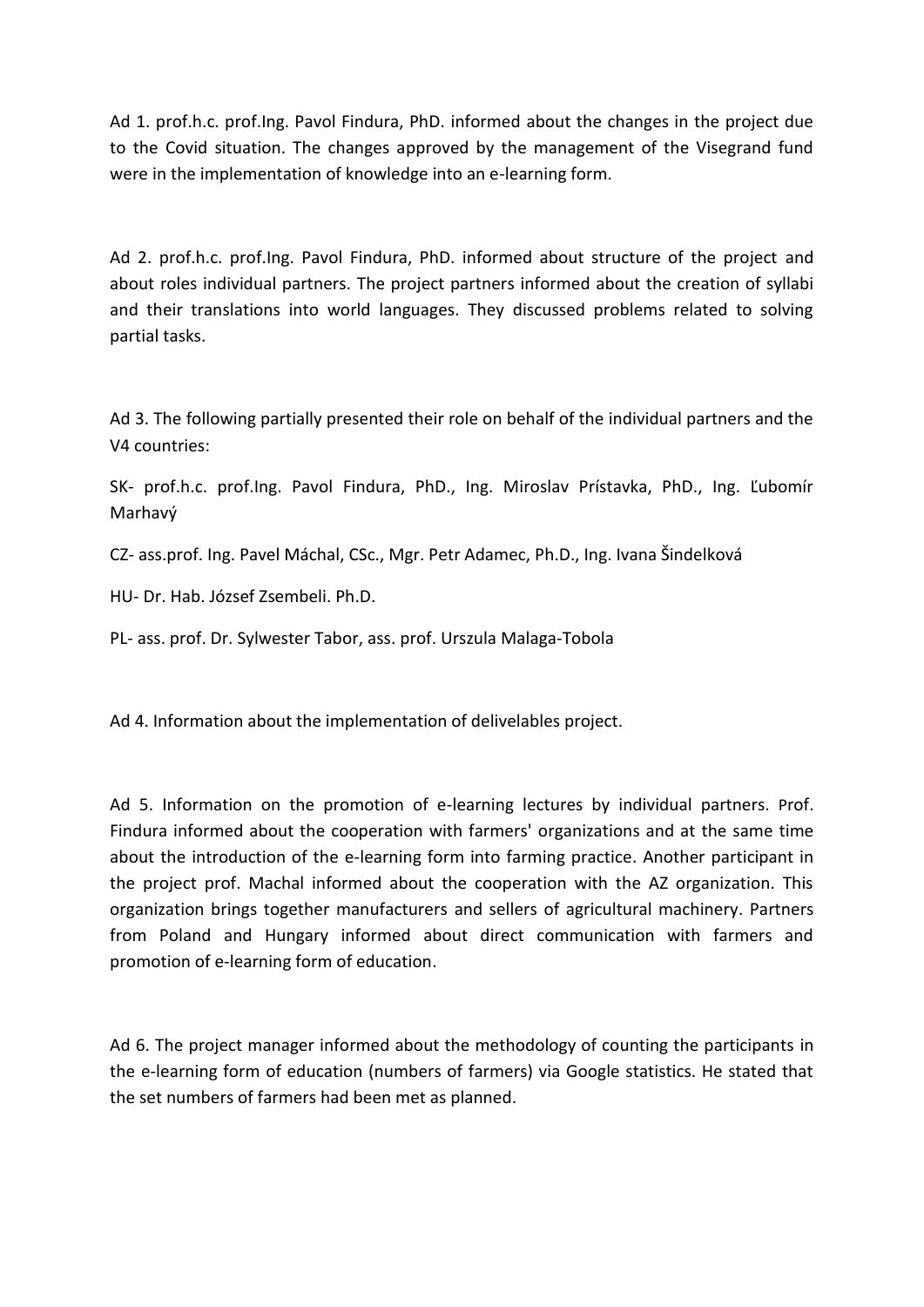Ad 1. prof.h.c. prof.Ing. Pavol Findura, PhD. informed about the changes in the project due to the Covid situation. The changes approved by the management of the Visegrand fund were in the implementation of knowledge into an e-learning form.

Ad 2. prof.h.c. prof.Ing. Pavol Findura, PhD. informed about structure of the project and about roles individual partners. The project partners informed about the creation of syllabi and their translations into world languages. They discussed problems related to solving partial tasks.

Ad 3. The following partially presented their role on behalf of the individual partners and the V4 countries:

SK- prof.h.c. prof.Ing. Pavol Findura, PhD., Ing. Miroslav Prístavka, PhD., Ing. Ľubomír Marhavý

CZ- ass.prof. Ing. Pavel Máchal, CSc., Mgr. Petr Adamec, Ph.D., Ing. Ivana Šindelková

HU- Dr. Hab. József Zsembeli. Ph.D.

PL- ass. prof. Dr. Sylwester Tabor, ass. prof. Urszula Malaga-Tobola

Ad 4. Information about the implementation of delivelables project.

Ad 5. Information on the promotion of e-learning lectures by individual partners. Prof. Findura informed about the cooperation with farmers' organizations and at the same time about the introduction of the e-learning form into farming practice. Another participant in the project prof. Machal informed about the cooperation with the AZ organization. This organization brings together manufacturers and sellers of agricultural machinery. Partners from Poland and Hungary informed about direct communication with farmers and promotion of e-learning form of education.

Ad 6. The project manager informed about the methodology of counting the participants in the e-learning form of education (numbers of farmers) via Google statistics. He stated that the set numbers of farmers had been met as planned.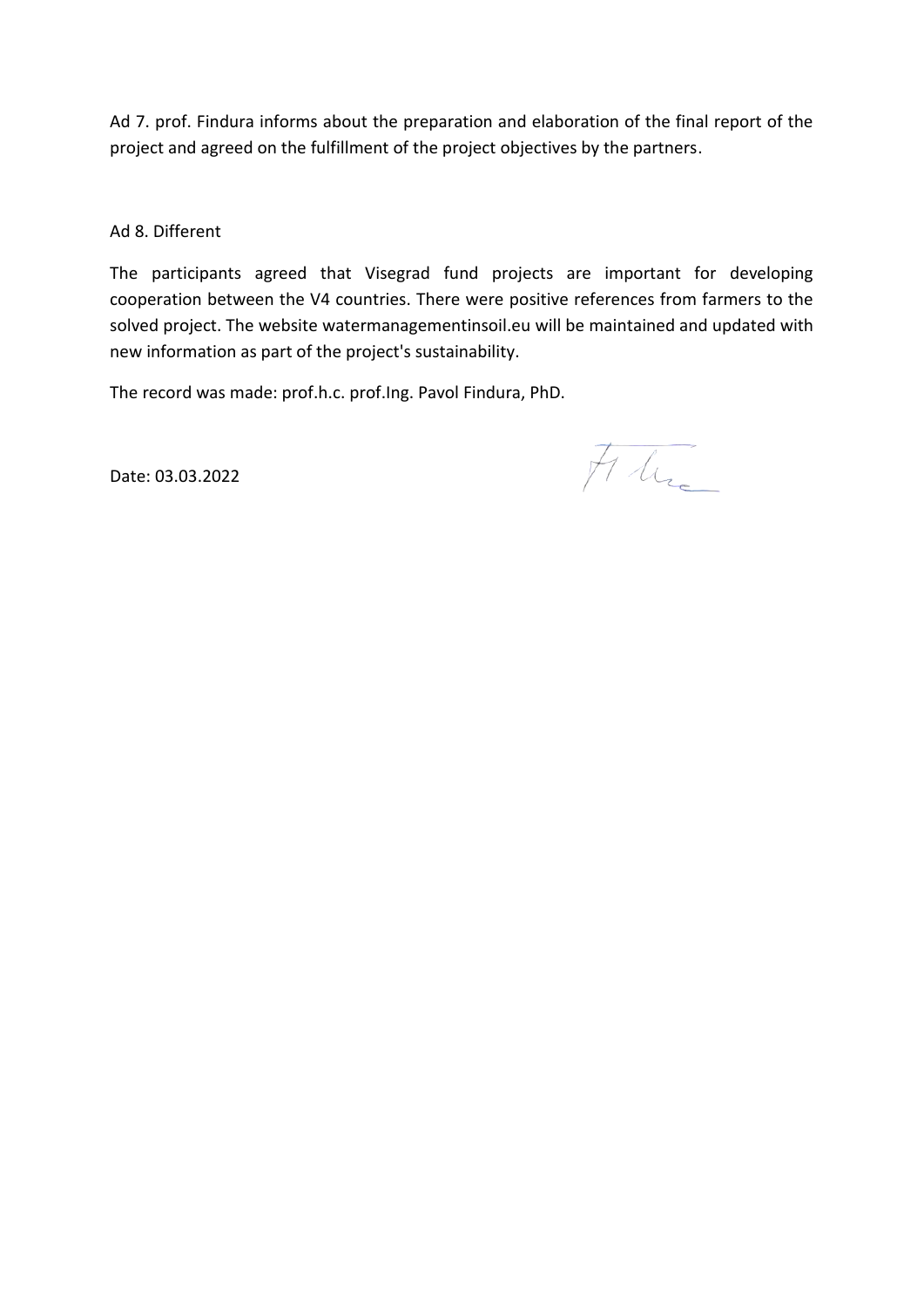Ad 7. prof. Findura informs about the preparation and elaboration of the final report of the project and agreed on the fulfillment of the project objectives by the partners.

Ad 8. Different

The participants agreed that Visegrad fund projects are important for developing cooperation between the V4 countries. There were positive references from farmers to the solved project. The website watermanagementinsoil.eu will be maintained and updated with new information as part of the project's sustainability.

The record was made: prof.h.c. prof.Ing. Pavol Findura, PhD.

Date: 03.03.2022